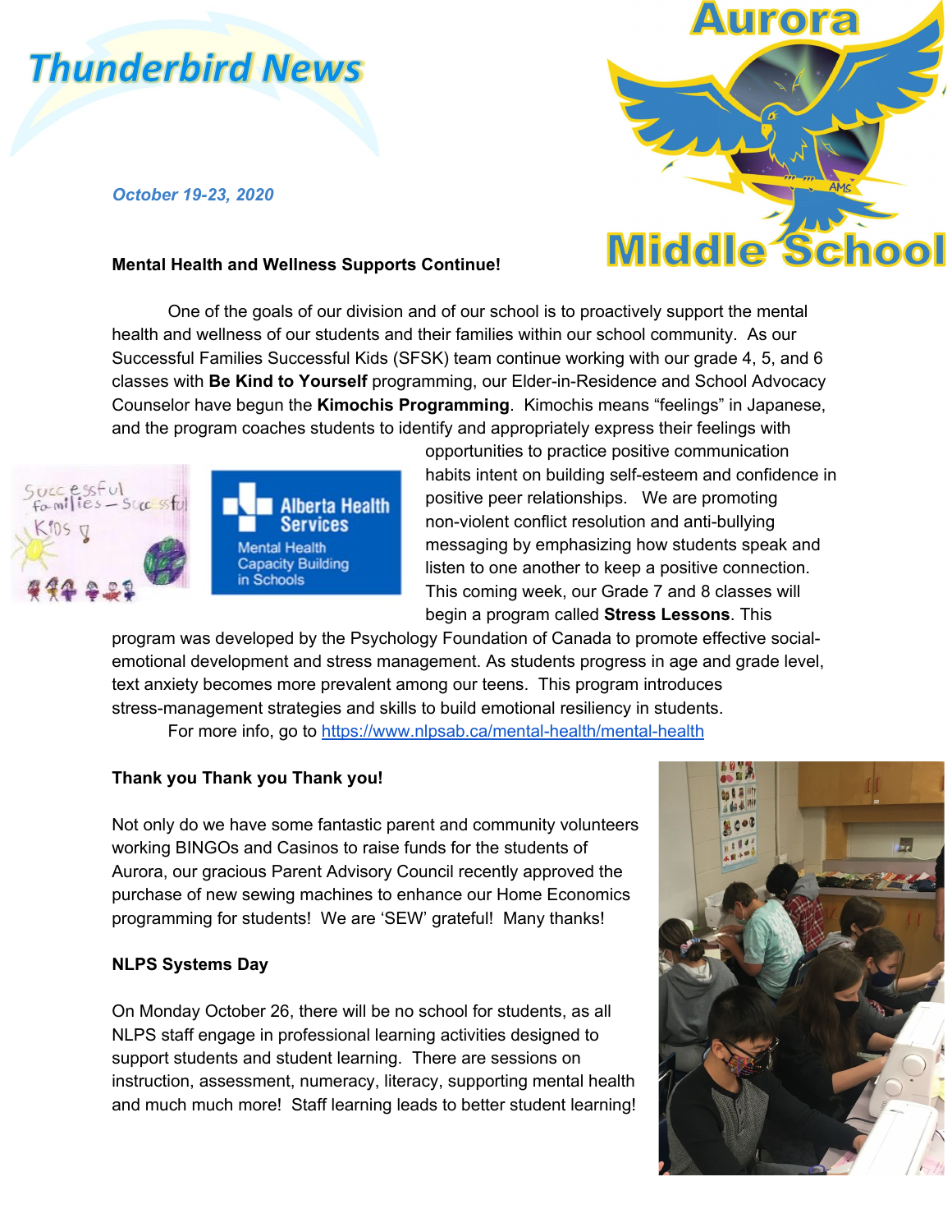# Thunderbird News

*October 19-23, 2020*

**Mental Health and Wellness Supports Continue!**

One of the goals of our division and of our school is to proactively support the mental health and wellness of our students and their families within our school community. As our Successful Families Successful Kids (SFSK) team continue working with our grade 4, 5, and 6 classes with **Be Kind to Yourself** programming, our Elder-in-Residence and School Advocacy Counselor have begun the **Kimochis Programming**. Kimochis means "feelings" in Japanese, and the program coaches students to identify and appropriately express their feelings with opportunities to practice positive communication habits intent on building self-esteem and confidence in positive peer relationships. We are promoting non-violent conflict resolution and anti-bullying messaging by emphasizing how students speak and listen to one another to keep a positive connection. This coming week, our Grade 7 and 8 classes will begin a program called **Stress Lessons**. This program was developed by the Psychology Foundation of Canada to promote effective social-emotional development and stress management. As students progress in age and grade level, text anxiety becomes more prevalent among our teens. This program introduces stress-management strategies and skills to build emotional resiliency in students.

For more info, go to https://www.nlpsab.ca/mental-health/mental-health

**Thank you Thank you Thank you!**

Not only do we have some fantastic parent and community volunteers working BINGOs and Casinos to raise funds for the students of Aurora, our gracious Parent Advisory Council recently approved the purchase of new sewing machines to enhance our Home Economics programming for students! We are 'SEW' grateful! Many thanks!

**NLPS Systems Day**

On Monday October 26, there will be no school for students, as all NLPS staff engage in professional learning activities designed to support students and student learning. There are sessions on instruction, assessment, numeracy, literacy, supporting mental health and much much more! Staff learning leads to better student learning!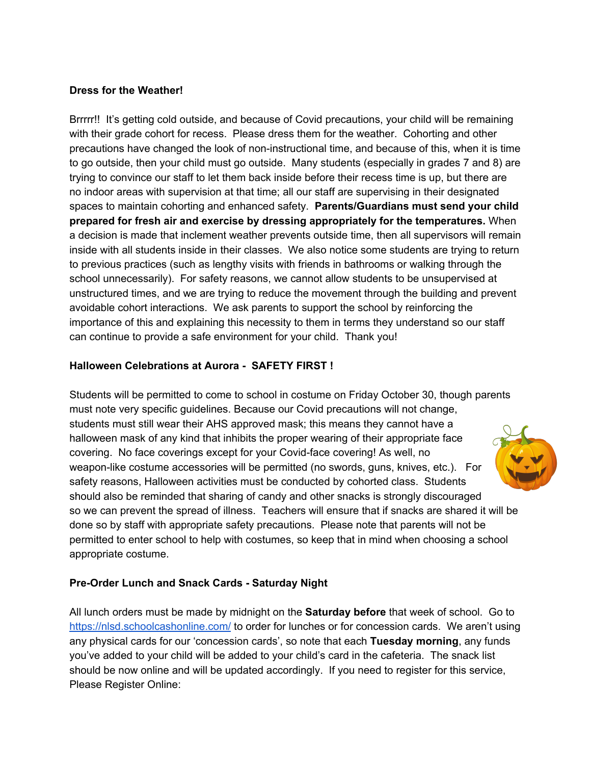**Dress for the Weather!**

Brrrrr!! It's getting cold outside, and because of Covid precautions, your child will be remaining with their grade cohort for recess. Please dress them for the weather. Cohorting and other precautions have changed the look of non-instructional time, and because of this, when it is time to go outside, then your child must go outside. Many students (especially in grades 7 and 8) are trying to convince our staff to let them back inside before their recess time is up, but there are no indoor areas with supervision at that time; all our staff are supervising in their designated spaces to maintain cohorting and enhanced safety. **Parents/Guardians must send your child prepared for fresh air and exercise by dressing appropriately for the temperatures.** When a decision is made that inclement weather prevents outside time, then all supervisors will remain inside with all students inside in their classes. We also notice some students are trying to return to previous practices (such as lengthy visits with friends in bathrooms or walking through the school unnecessarily). For safety reasons, we cannot allow students to be unsupervised at unstructured times, and we are trying to reduce the movement through the building and prevent avoidable cohort interactions. We ask parents to support the school by reinforcing the importance of this and explaining this necessity to them in terms they understand so our staff can continue to provide a safe environment for your child. Thank you!

**Halloween Celebrations at Aurora - SAFETY FIRST !**

Students will be permitted to come to school in costume on Friday October 30, though parents must note very specific guidelines. Because our Covid precautions will not change, students must still wear their AHS approved mask; this means they cannot have a halloween mask of any kind that inhibits the proper wearing of their appropriate face covering. No face coverings except for your Covid-face covering! As well, no weapon-like costume accessories will be permitted (no swords, guns, knives, etc.). For safety reasons, Halloween activities must be conducted by cohorted class. Students should also be reminded that sharing of candy and other snacks is strongly discouraged so we can prevent the spread of illness. Teachers will ensure that if snacks are shared it will be done so by staff with appropriate safety precautions. Please note that parents will not be permitted to enter school to help with costumes, so keep that in mind when choosing a school appropriate costume.

**Pre-Order Lunch and Snack Cards - Saturday Night**

All lunch orders must be made by midnight on the **Saturday before** that week of school. Go to [https://nlsd.schoolcashonline.com/](https://nlsd.schoolcashonline.com/) to order for lunches or for concession cards. We aren't using any physical cards for our 'concession cards', so note that each **Tuesday morning**, any funds you've added to your child will be added to your child's card in the cafeteria. The snack list should be now online and will be updated accordingly. If you need to register for this service, Please Register Online: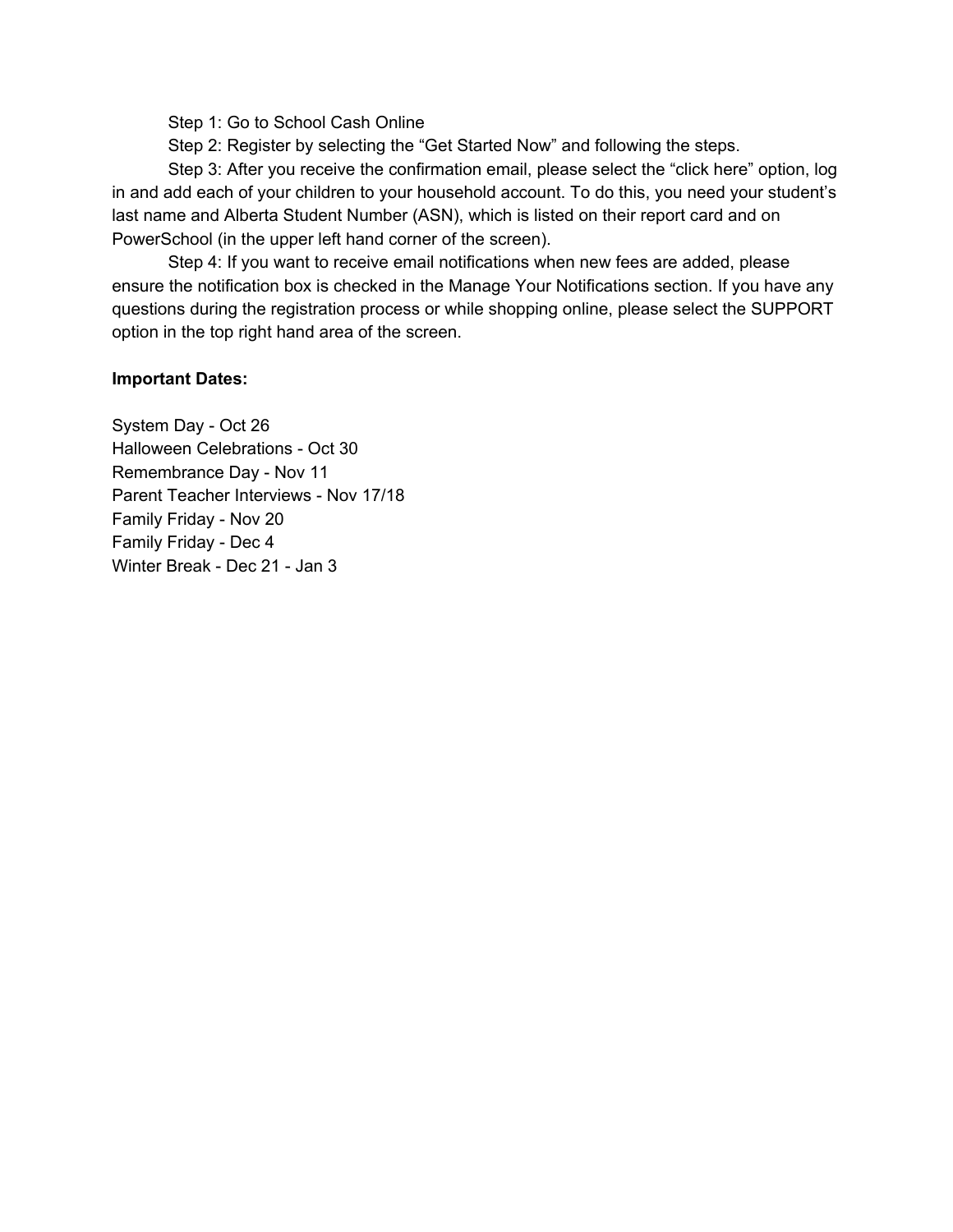Step 1: Go to School Cash Online

Step 2: Register by selecting the "Get Started Now" and following the steps.

Step 3: After you receive the confirmation email, please select the "click here" option, log in and add each of your children to your household account. To do this, you need your student's last name and Alberta Student Number (ASN), which is listed on their report card and on PowerSchool (in the upper left hand corner of the screen).

Step 4: If you want to receive email notifications when new fees are added, please ensure the notification box is checked in the Manage Your Notifications section. If you have any questions during the registration process or while shopping online, please select the SUPPORT option in the top right hand area of the screen.

**Important Dates:**

System Day - Oct 26
Halloween Celebrations - Oct 30
Remembrance Day - Nov 11
Parent Teacher Interviews - Nov 17/18
Family Friday - Nov 20
Family Friday - Dec 4
Winter Break - Dec 21 - Jan 3